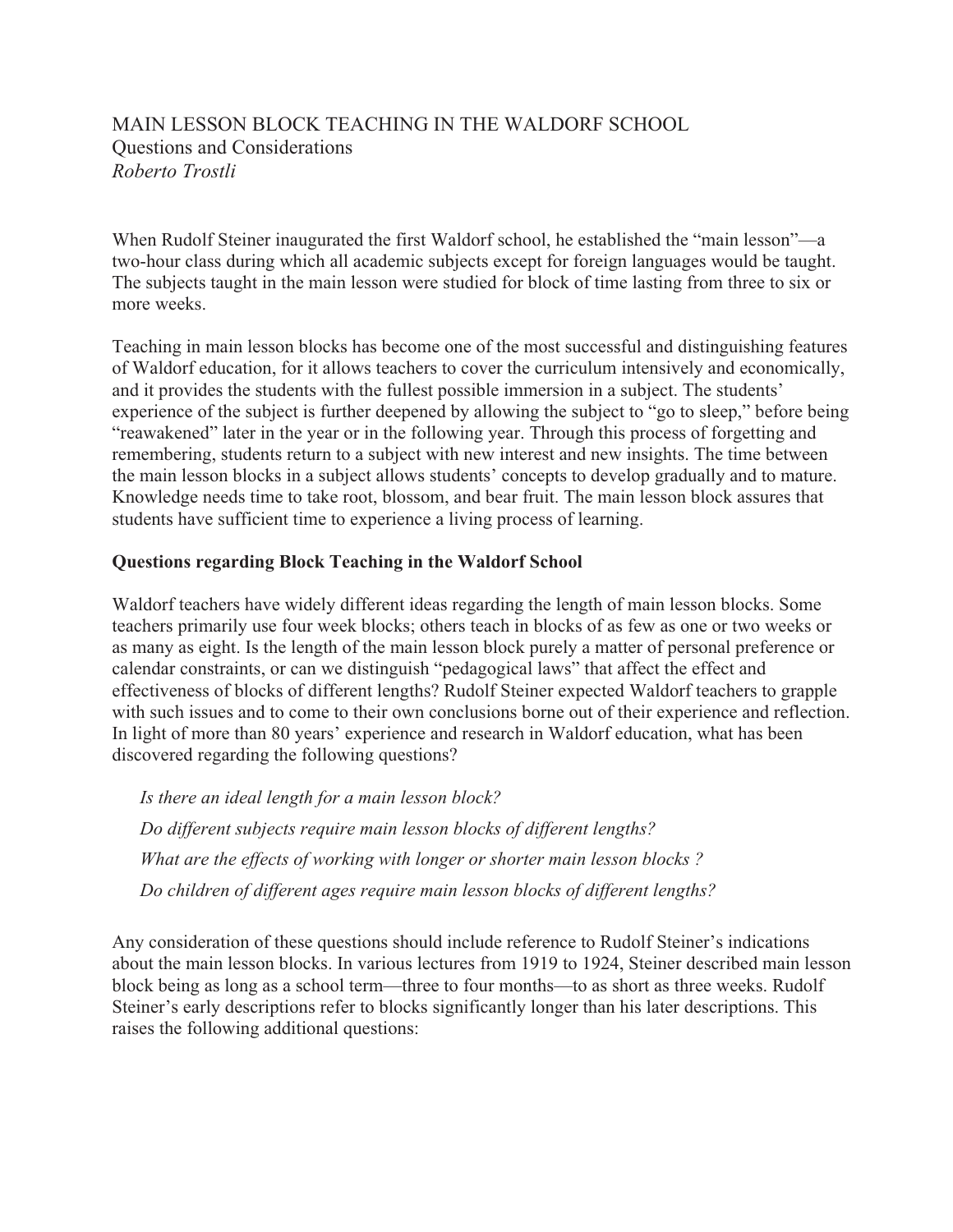# MAIN LESSON BLOCK TEACHING IN THE WALDORF SCHOOL

Questions and Considerations

*Roberto Trostli*

When Rudolf Steiner inaugurated the first Waldorf school, he established the "main lesson"—a two-hour class during which all academic subjects except for foreign languages would be taught. The subjects taught in the main lesson were studied for block of time lasting from three to six or more weeks.

Teaching in main lesson blocks has become one of the most successful and distinguishing features of Waldorf education, for it allows teachers to cover the curriculum intensively and economically, and it provides the students with the fullest possible immersion in a subject. The students' experience of the subject is further deepened by allowing the subject to "go to sleep," before being "reawakened" later in the year or in the following year. Through this process of forgetting and remembering, students return to a subject with new interest and new insights. The time between the main lesson blocks in a subject allows students' concepts to develop gradually and to mature. Knowledge needs time to take root, blossom, and bear fruit. The main lesson block assures that students have sufficient time to experience a living process of learning.

**Questions regarding Block Teaching in the Waldorf School**

Waldorf teachers have widely different ideas regarding the length of main lesson blocks. Some teachers primarily use four week blocks; others teach in blocks of as few as one or two weeks or as many as eight. Is the length of the main lesson block purely a matter of personal preference or calendar constraints, or can we distinguish "pedagogical laws" that affect the effect and effectiveness of blocks of different lengths? Rudolf Steiner expected Waldorf teachers to grapple with such issues and to come to their own conclusions borne out of their experience and reflection. In light of more than 80 years' experience and research in Waldorf education, what has been discovered regarding the following questions?

*Is there an ideal length for a main lesson block?*

*Do different subjects require main lesson blocks of different lengths?*

*What are the effects of working with longer or shorter main lesson blocks ?*

*Do children of different ages require main lesson blocks of different lengths?*

Any consideration of these questions should include reference to Rudolf Steiner's indications about the main lesson blocks. In various lectures from 1919 to 1924, Steiner described main lesson block being as long as a school term—three to four months—to as short as three weeks. Rudolf Steiner's early descriptions refer to blocks significantly longer than his later descriptions. This raises the following additional questions: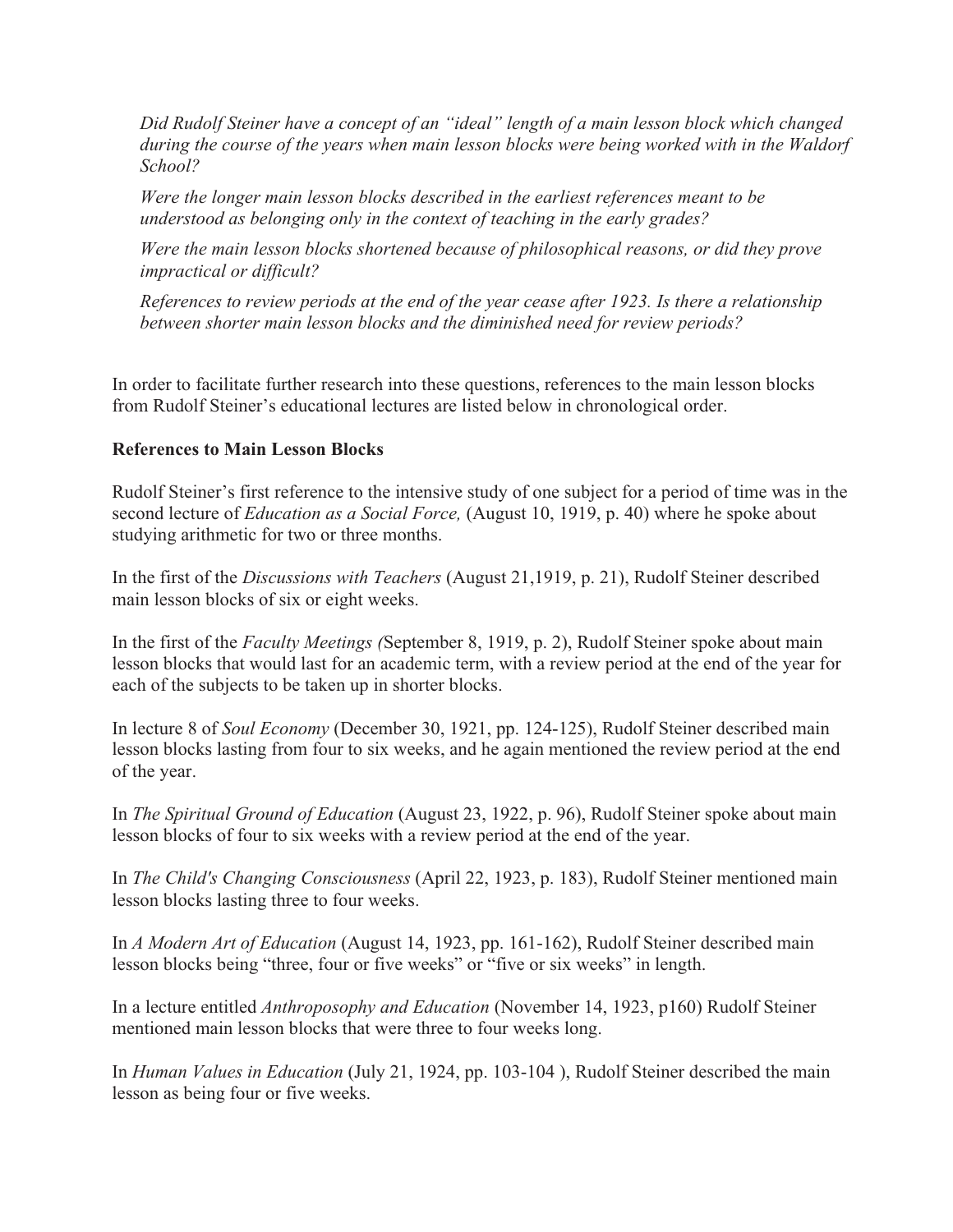*Did Rudolf Steiner have a concept of an "ideal" length of a main lesson block which changed during the course of the years when main lesson blocks were being worked with in the Waldorf School?*

*Were the longer main lesson blocks described in the earliest references meant to be understood as belonging only in the context of teaching in the early grades?*

*Were the main lesson blocks shortened because of philosophical reasons, or did they prove impractical or difficult?*

*References to review periods at the end of the year cease after 1923. Is there a relationship between shorter main lesson blocks and the diminished need for review periods?*

In order to facilitate further research into these questions, references to the main lesson blocks from Rudolf Steiner's educational lectures are listed below in chronological order.

**References to Main Lesson Blocks**

Rudolf Steiner's first reference to the intensive study of one subject for a period of time was in the second lecture of *Education as a Social Force,* (August 10, 1919, p. 40) where he spoke about studying arithmetic for two or three months.

In the first of the *Discussions with Teachers* (August 21,1919, p. 21), Rudolf Steiner described main lesson blocks of six or eight weeks.

In the first of the *Faculty Meetings (*September 8, 1919, p. 2), Rudolf Steiner spoke about main lesson blocks that would last for an academic term, with a review period at the end of the year for each of the subjects to be taken up in shorter blocks.

In lecture 8 of *Soul Economy* (December 30, 1921, pp. 124-125), Rudolf Steiner described main lesson blocks lasting from four to six weeks, and he again mentioned the review period at the end of the year.

In *The Spiritual Ground of Education* (August 23, 1922, p. 96), Rudolf Steiner spoke about main lesson blocks of four to six weeks with a review period at the end of the year.

In *The Child's Changing Consciousness* (April 22, 1923, p. 183), Rudolf Steiner mentioned main lesson blocks lasting three to four weeks.

In *A Modern Art of Education* (August 14, 1923, pp. 161-162), Rudolf Steiner described main lesson blocks being "three, four or five weeks" or "five or six weeks" in length.

In a lecture entitled *Anthroposophy and Education* (November 14, 1923, p160) Rudolf Steiner mentioned main lesson blocks that were three to four weeks long.

In *Human Values in Education* (July 21, 1924, pp. 103-104 ), Rudolf Steiner described the main lesson as being four or five weeks.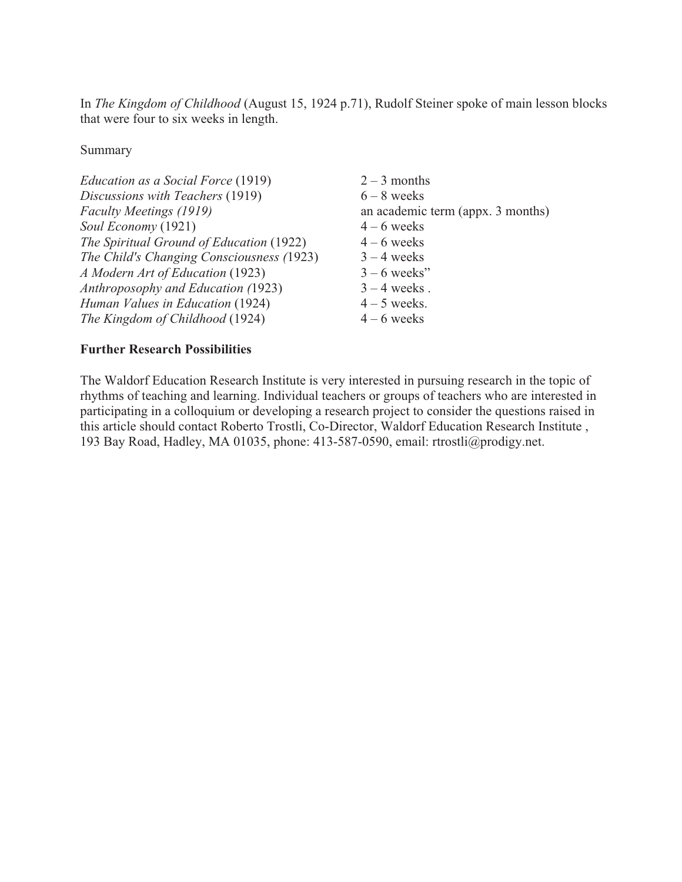In *The Kingdom of Childhood* (August 15, 1924 p.71), Rudolf Steiner spoke of main lesson blocks that were four to six weeks in length.

Summary

| | |
|---|---|
| *Education as a Social Force* (1919) | 2 – 3 months |
| *Discussions with Teachers* (1919) | 6 – 8 weeks |
| *Faculty Meetings (1919)* | an academic term (appx. 3 months) |
| *Soul Economy* (1921) | 4 – 6 weeks |
| *The Spiritual Ground of Education* (1922) | 4 – 6 weeks |
| *The Child's Changing Consciousness (*1923) | 3 – 4 weeks |
| *A Modern Art of Education* (1923) | 3 – 6 weeks" |
| *Anthroposophy and Education (*1923) | 3 – 4 weeks . |
| *Human Values in Education* (1924) | 4 – 5 weeks. |
| *The Kingdom of Childhood* (1924) | 4 – 6 weeks |

**Further Research Possibilities**

The Waldorf Education Research Institute is very interested in pursuing research in the topic of rhythms of teaching and learning. Individual teachers or groups of teachers who are interested in participating in a colloquium or developing a research project to consider the questions raised in this article should contact Roberto Trostli, Co-Director, Waldorf Education Research Institute , 193 Bay Road, Hadley, MA 01035, phone: 413-587-0590, email: rtrostli@prodigy.net.